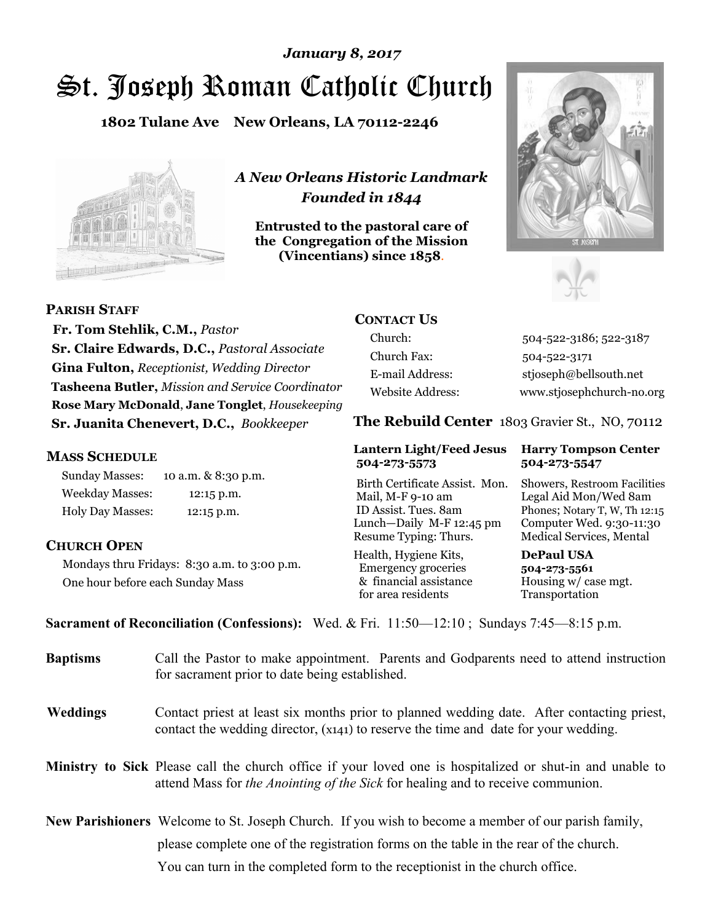*January 8, 2017*

# St. Joseph Roman Catholic Church

**1802 Tulane Ave New Orleans, LA 70112-2246**

*A New Orleans Historic Landmark*
*Founded in 1844*

**Entrusted to the pastoral care of the Congregation of the Mission (Vincentians) since 1858.**

## PARISH STAFF

**Fr. Tom Stehlik, C.M.,** *Pastor*
**Sr. Claire Edwards, D.C.,** *Pastoral Associate*
**Gina Fulton,** *Receptionist, Wedding Director*
**Tasheena Butler,** *Mission and Service Coordinator*
**Rose Mary McDonald**, **Jane Tonglet**, *Housekeeping*
**Sr. Juanita Chenevert, D.C.,** *Bookkeeper*

## MASS SCHEDULE

| | |
|---|---|
| Sunday Masses: | 10 a.m. & 8:30 p.m. |
| Weekday Masses: | 12:15 p.m. |
| Holy Day Masses: | 12:15 p.m. |

## CHURCH OPEN

Mondays thru Fridays: 8:30 a.m. to 3:00 p.m.
One hour before each Sunday Mass

## CONTACT US

| | |
|---|---|
| Church: | 504-522-3186; 522-3187 |
| Church Fax: | 504-522-3171 |
| E-mail Address: | stjoseph@bellsouth.net |
| Website Address: | www.stjosephchurch-no.org |

## The Rebuild Center 1803 Gravier St., NO, 70112

| **Lantern Light/Feed Jesus 504-273-5573** | **Harry Tompson Center 504-273-5547** |
|---|---|
| Birth Certificate Assist. Mon. Mail, M-F 9-10 am ID Assist. Tues. 8am Lunch—Daily M-F 12:45 pm Resume Typing: Thurs. | Showers, Restroom Facilities Legal Aid Mon/Wed 8am Phones; Notary T, W, Th 12:15 Computer Wed. 9:30-11:30 Medical Services, Mental |
| Health, Hygiene Kits, Emergency groceries & financial assistance for area residents | **DePaul USA 504-273-5561** Housing w/ case mgt. Transportation |

**Sacrament of Reconciliation (Confessions):** Wed. & Fri. 11:50—12:10 ; Sundays 7:45—8:15 p.m.

**Baptisms** Call the Pastor to make appointment. Parents and Godparents need to attend instruction for sacrament prior to date being established.

**Weddings** Contact priest at least six months prior to planned wedding date. After contacting priest, contact the wedding director, (x141) to reserve the time and date for your wedding.

**Ministry to Sick** Please call the church office if your loved one is hospitalized or shut-in and unable to attend Mass for *the Anointing of the Sick* for healing and to receive communion.

**New Parishioners** Welcome to St. Joseph Church. If you wish to become a member of our parish family, please complete one of the registration forms on the table in the rear of the church. You can turn in the completed form to the receptionist in the church office.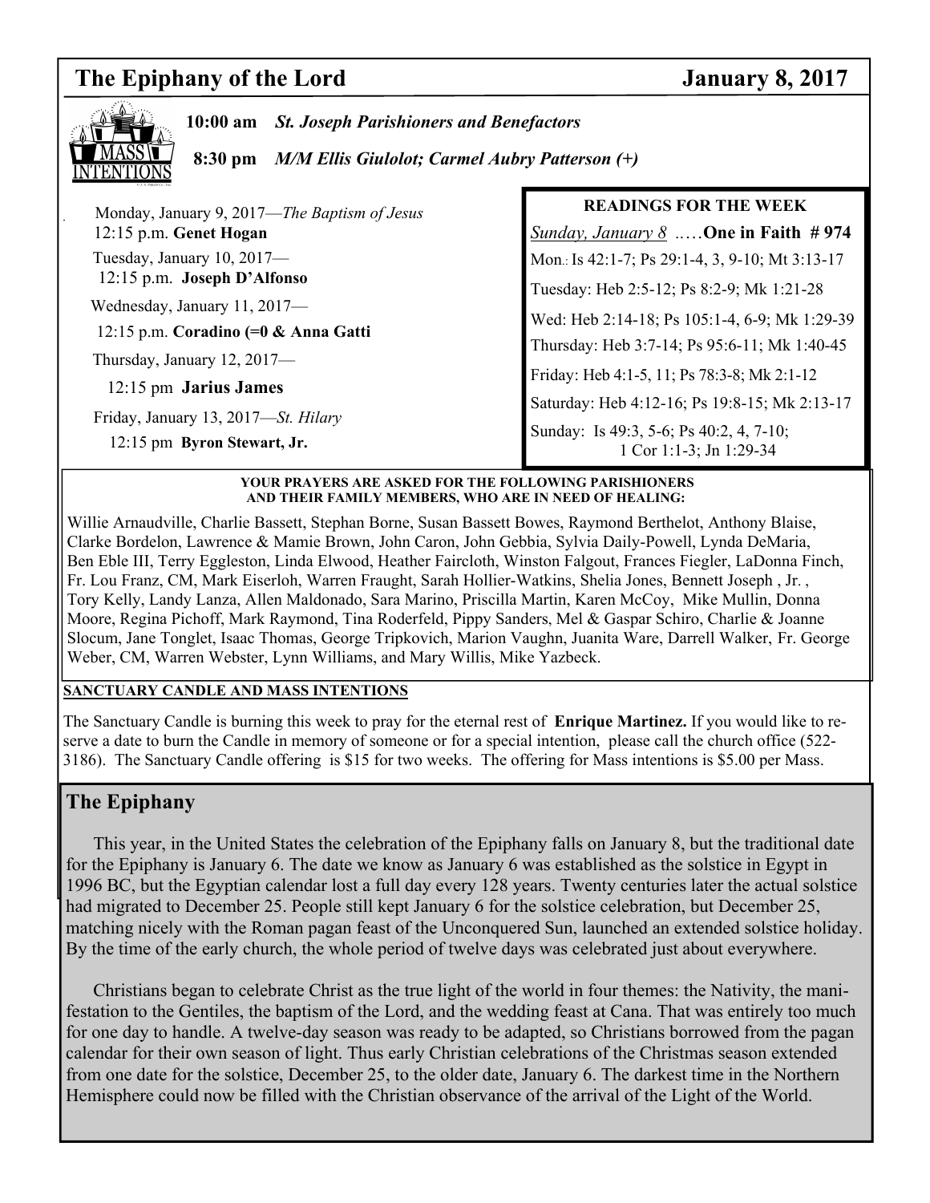# The Epiphany of the Lord — January 8, 2017

**10:00 am** ***St. Joseph Parishioners and Benefactors***

**8:30 pm** ***M/M Ellis Giulolot; Carmel Aubry Patterson (+)***

Monday, January 9, 2017—*The Baptism of Jesus*
12:15 p.m. **Genet Hogan**

Tuesday, January 10, 2017—
12:15 p.m. **Joseph D'Alfonso**

Wednesday, January 11, 2017—
12:15 p.m. **Coradino (=0 & Anna Gatti**

Thursday, January 12, 2017—
12:15 pm **Jarius James**

Friday, January 13, 2017—*St. Hilary*
12:15 pm **Byron Stewart, Jr.**

## READINGS FOR THE WEEK

*Sunday, January 8* ..…**One in Faith # 974**

Mon.: Is 42:1-7; Ps 29:1-4, 3, 9-10; Mt 3:13-17

Tuesday: Heb 2:5-12; Ps 8:2-9; Mk 1:21-28

Wed: Heb 2:14-18; Ps 105:1-4, 6-9; Mk 1:29-39

Thursday: Heb 3:7-14; Ps 95:6-11; Mk 1:40-45

Friday: Heb 4:1-5, 11; Ps 78:3-8; Mk 2:1-12

Saturday: Heb 4:12-16; Ps 19:8-15; Mk 2:13-17

Sunday: Is 49:3, 5-6; Ps 40:2, 4, 7-10; 1 Cor 1:1-3; Jn 1:29-34

**YOUR PRAYERS ARE ASKED FOR THE FOLLOWING PARISHIONERS AND THEIR FAMILY MEMBERS, WHO ARE IN NEED OF HEALING:**

Willie Arnaudville, Charlie Bassett, Stephan Borne, Susan Bassett Bowes, Raymond Berthelot, Anthony Blaise, Clarke Bordelon, Lawrence & Mamie Brown, John Caron, John Gebbia, Sylvia Daily-Powell, Lynda DeMaria, Ben Eble III, Terry Eggleston, Linda Elwood, Heather Faircloth, Winston Falgout, Frances Fiegler, LaDonna Finch, Fr. Lou Franz, CM, Mark Eiserloh, Warren Fraught, Sarah Hollier-Watkins, Shelia Jones, Bennett Joseph , Jr. , Tory Kelly, Landy Lanza, Allen Maldonado, Sara Marino, Priscilla Martin, Karen McCoy, Mike Mullin, Donna Moore, Regina Pichoff, Mark Raymond, Tina Roderfeld, Pippy Sanders, Mel & Gaspar Schiro, Charlie & Joanne Slocum, Jane Tonglet, Isaac Thomas, George Tripkovich, Marion Vaughn, Juanita Ware, Darrell Walker, Fr. George Weber, CM, Warren Webster, Lynn Williams, and Mary Willis, Mike Yazbeck.

**SANCTUARY CANDLE AND MASS INTENTIONS**

The Sanctuary Candle is burning this week to pray for the eternal rest of **Enrique Martinez.** If you would like to reserve a date to burn the Candle in memory of someone or for a special intention, please call the church office (522-3186). The Sanctuary Candle offering is $15 for two weeks. The offering for Mass intentions is $5.00 per Mass.

## The Epiphany

This year, in the United States the celebration of the Epiphany falls on January 8, but the traditional date for the Epiphany is January 6. The date we know as January 6 was established as the solstice in Egypt in 1996 BC, but the Egyptian calendar lost a full day every 128 years. Twenty centuries later the actual solstice had migrated to December 25. People still kept January 6 for the solstice celebration, but December 25, matching nicely with the Roman pagan feast of the Unconquered Sun, launched an extended solstice holiday. By the time of the early church, the whole period of twelve days was celebrated just about everywhere.

Christians began to celebrate Christ as the true light of the world in four themes: the Nativity, the manifestation to the Gentiles, the baptism of the Lord, and the wedding feast at Cana. That was entirely too much for one day to handle. A twelve-day season was ready to be adapted, so Christians borrowed from the pagan calendar for their own season of light. Thus early Christian celebrations of the Christmas season extended from one date for the solstice, December 25, to the older date, January 6. The darkest time in the Northern Hemisphere could now be filled with the Christian observance of the arrival of the Light of the World.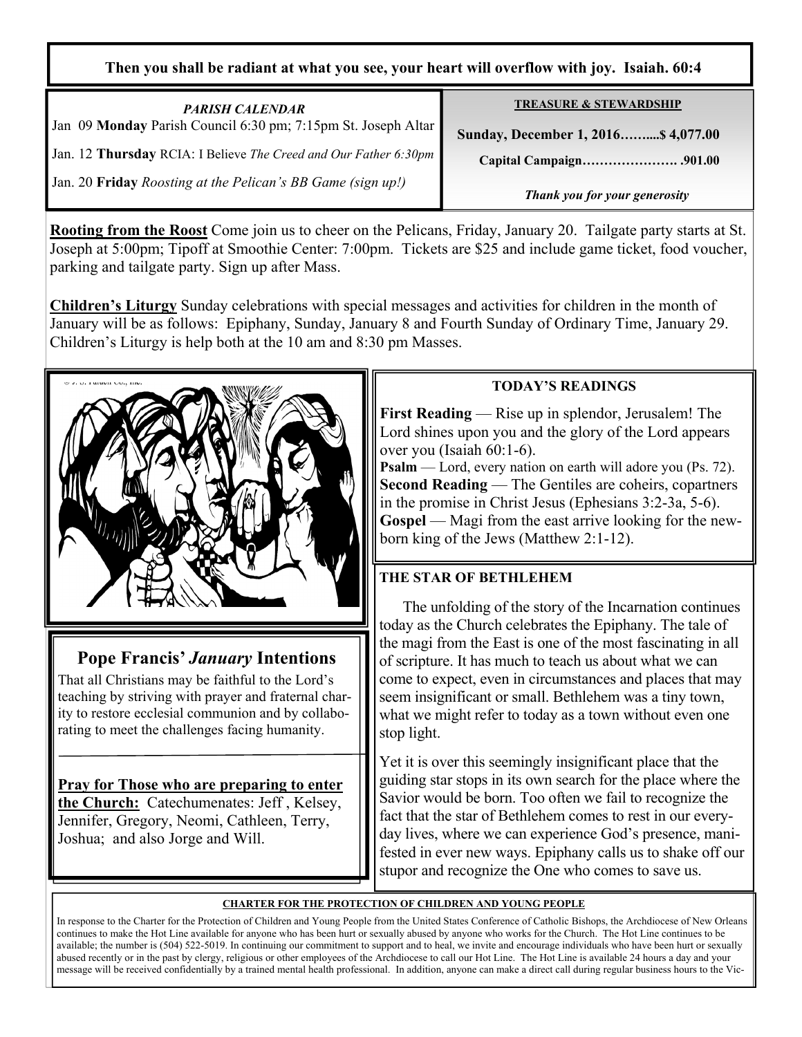**Then you shall be radiant at what you see, your heart will overflow with joy. Isaiah. 60:4**

***PARISH CALENDAR***

Jan 09 **Monday** Parish Council 6:30 pm; 7:15pm St. Joseph Altar

Jan. 12 **Thursday** RCIA: I Believe *The Creed and Our Father 6:30pm*

Jan. 20 **Friday** *Roosting at the Pelican's BB Game (sign up!)*

**TREASURE & STEWARDSHIP**

**Sunday, December 1, 2016……....$ 4,077.00**

**Capital Campaign…………………. .901.00**

***Thank you for your generosity***

**Rooting from the Roost** Come join us to cheer on the Pelicans, Friday, January 20. Tailgate party starts at St. Joseph at 5:00pm; Tipoff at Smoothie Center: 7:00pm. Tickets are $25 and include game ticket, food voucher, parking and tailgate party. Sign up after Mass.

**Children's Liturgy** Sunday celebrations with special messages and activities for children in the month of January will be as follows: Epiphany, Sunday, January 8 and Fourth Sunday of Ordinary Time, January 29. Children's Liturgy is help both at the 10 am and 8:30 pm Masses.

## Pope Francis' *January* Intentions

That all Christians may be faithful to the Lord's teaching by striving with prayer and fraternal charity to restore ecclesial communion and by collaborating to meet the challenges facing humanity.

**Pray for Those who are preparing to enter the Church:** Catechumenates: Jeff , Kelsey, Jennifer, Gregory, Neomi, Cathleen, Terry, Joshua; and also Jorge and Will.

**TODAY'S READINGS**

**First Reading** — Rise up in splendor, Jerusalem! The Lord shines upon you and the glory of the Lord appears over you (Isaiah 60:1-6).
**Psalm** — Lord, every nation on earth will adore you (Ps. 72).
**Second Reading** — The Gentiles are coheirs, copartners in the promise in Christ Jesus (Ephesians 3:2-3a, 5-6).
**Gospel** — Magi from the east arrive looking for the newborn king of the Jews (Matthew 2:1-12).

**THE STAR OF BETHLEHEM**

The unfolding of the story of the Incarnation continues today as the Church celebrates the Epiphany. The tale of the magi from the East is one of the most fascinating in all of scripture. It has much to teach us about what we can come to expect, even in circumstances and places that may seem insignificant or small. Bethlehem was a tiny town, what we might refer to today as a town without even one stop light.

Yet it is over this seemingly insignificant place that the guiding star stops in its own search for the place where the Savior would be born. Too often we fail to recognize the fact that the star of Bethlehem comes to rest in our everyday lives, where we can experience God's presence, manifested in ever new ways. Epiphany calls us to shake off our stupor and recognize the One who comes to save us.

**CHARTER FOR THE PROTECTION OF CHILDREN AND YOUNG PEOPLE**

In response to the Charter for the Protection of Children and Young People from the United States Conference of Catholic Bishops, the Archdiocese of New Orleans continues to make the Hot Line available for anyone who has been hurt or sexually abused by anyone who works for the Church. The Hot Line continues to be available; the number is (504) 522-5019. In continuing our commitment to support and to heal, we invite and encourage individuals who have been hurt or sexually abused recently or in the past by clergy, religious or other employees of the Archdiocese to call our Hot Line. The Hot Line is available 24 hours a day and your message will be received confidentially by a trained mental health professional. In addition, anyone can make a direct call during regular business hours to the Vic-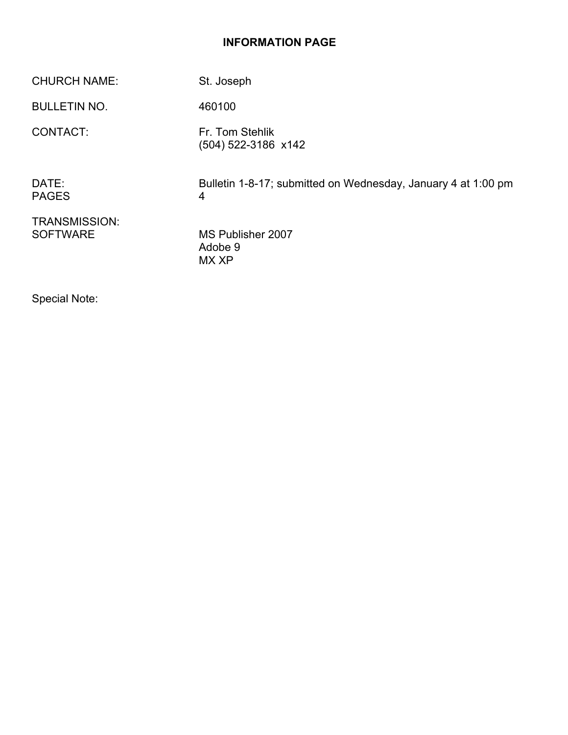# INFORMATION PAGE

| | |
|---|---|
| CHURCH NAME: | St. Joseph |
| BULLETIN NO. | 460100 |
| CONTACT: | Fr. Tom Stehlik<br>(504) 522-3186 x142 |
| DATE: | Bulletin 1-8-17; submitted on Wednesday, January 4 at 1:00 pm |
| PAGES | 4 |
| TRANSMISSION: | |
| SOFTWARE | MS Publisher 2007<br>Adobe 9<br>MX XP |

Special Note: